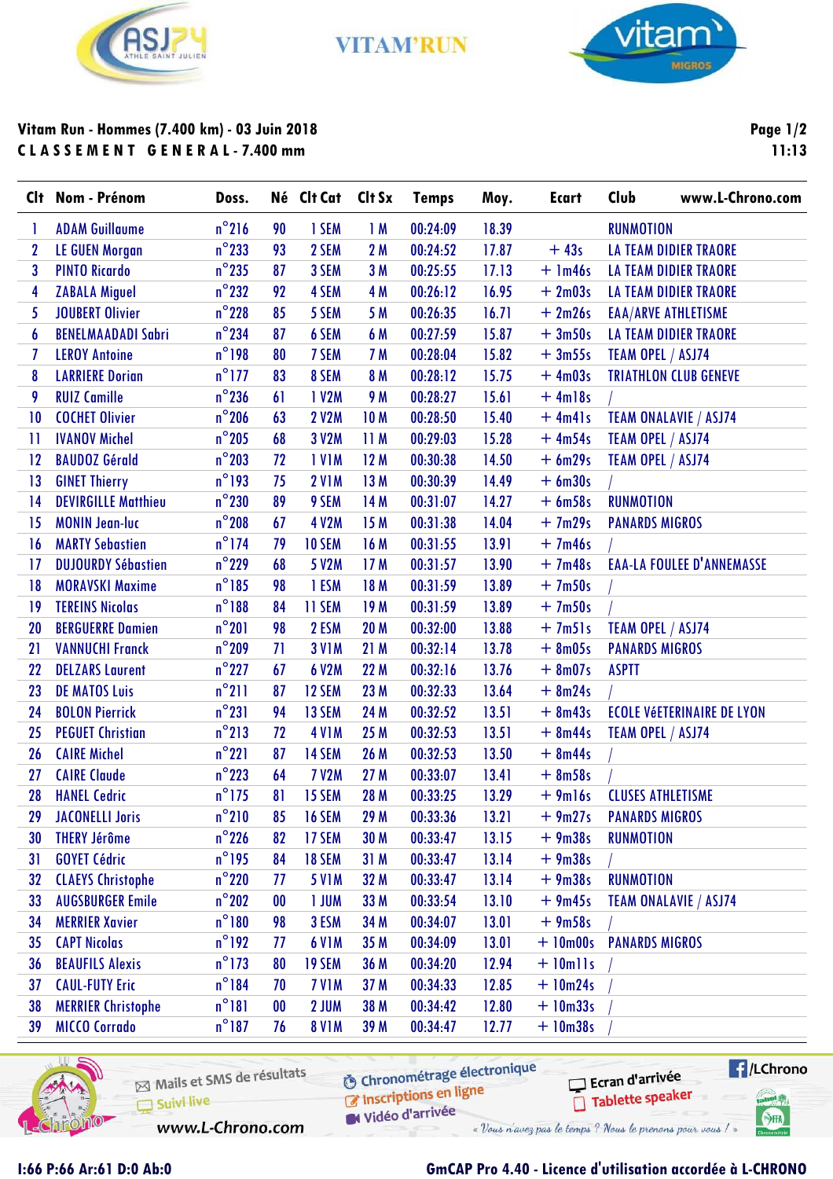VITAM'RUN

**Vitam Run - Hommes (7.400 km) - 03 Juin 2018**

**C L A S S E M E N T   G E N E R A L - 7.400 mm**

11:13

| Clt | Nom - Prénom | Doss. | Né | Clt Cat | Clt Sx | Temps | Moy. | Ecart | Club www.L-Chrono.com |
|---|---|---|---|---|---|---|---|---|---|
| 1 | ADAM Guillaume | n°216 | 90 | 1 SEM | 1 M | 00:24:09 | 18.39 | | RUNMOTION |
| 2 | LE GUEN Morgan | n°233 | 93 | 2 SEM | 2 M | 00:24:52 | 17.87 | + 43s | LA TEAM DIDIER TRAORE |
| 3 | PINTO Ricardo | n°235 | 87 | 3 SEM | 3 M | 00:25:55 | 17.13 | + 1m46s | LA TEAM DIDIER TRAORE |
| 4 | ZABALA Miguel | n°232 | 92 | 4 SEM | 4 M | 00:26:12 | 16.95 | + 2m03s | LA TEAM DIDIER TRAORE |
| 5 | JOUBERT Olivier | n°228 | 85 | 5 SEM | 5 M | 00:26:35 | 16.71 | + 2m26s | EAA/ARVE ATHLETISME |
| 6 | BENELMAADADI Sabri | n°234 | 87 | 6 SEM | 6 M | 00:27:59 | 15.87 | + 3m50s | LA TEAM DIDIER TRAORE |
| 7 | LEROY Antoine | n°198 | 80 | 7 SEM | 7 M | 00:28:04 | 15.82 | + 3m55s | TEAM OPEL / ASJ74 |
| 8 | LARRIERE Dorian | n°177 | 83 | 8 SEM | 8 M | 00:28:12 | 15.75 | + 4m03s | TRIATHLON CLUB GENEVE |
| 9 | RUIZ Camille | n°236 | 61 | 1 V2M | 9 M | 00:28:27 | 15.61 | + 4m18s | / |
| 10 | COCHET Olivier | n°206 | 63 | 2 V2M | 10 M | 00:28:50 | 15.40 | + 4m41s | TEAM ONALAVIE / ASJ74 |
| 11 | IVANOV Michel | n°205 | 68 | 3 V2M | 11 M | 00:29:03 | 15.28 | + 4m54s | TEAM OPEL / ASJ74 |
| 12 | BAUDOZ Gérald | n°203 | 72 | 1 V1M | 12 M | 00:30:38 | 14.50 | + 6m29s | TEAM OPEL / ASJ74 |
| 13 | GINET Thierry | n°193 | 75 | 2 V1M | 13 M | 00:30:39 | 14.49 | + 6m30s | / |
| 14 | DEVIRGILLE Matthieu | n°230 | 89 | 9 SEM | 14 M | 00:31:07 | 14.27 | + 6m58s | RUNMOTION |
| 15 | MONIN Jean-luc | n°208 | 67 | 4 V2M | 15 M | 00:31:38 | 14.04 | + 7m29s | PANARDS MIGROS |
| 16 | MARTY Sebastien | n°174 | 79 | 10 SEM | 16 M | 00:31:55 | 13.91 | + 7m46s | / |
| 17 | DUJOURDY Sébastien | n°229 | 68 | 5 V2M | 17 M | 00:31:57 | 13.90 | + 7m48s | EAA-LA FOULEE D'ANNEMASSE |
| 18 | MORAVSKI Maxime | n°185 | 98 | 1 ESM | 18 M | 00:31:59 | 13.89 | + 7m50s | / |
| 19 | TEREINS Nicolas | n°188 | 84 | 11 SEM | 19 M | 00:31:59 | 13.89 | + 7m50s | / |
| 20 | BERGUERRE Damien | n°201 | 98 | 2 ESM | 20 M | 00:32:00 | 13.88 | + 7m51s | TEAM OPEL / ASJ74 |
| 21 | VANNUCHI Franck | n°209 | 71 | 3 V1M | 21 M | 00:32:14 | 13.78 | + 8m05s | PANARDS MIGROS |
| 22 | DELZARS Laurent | n°227 | 67 | 6 V2M | 22 M | 00:32:16 | 13.76 | + 8m07s | ASPTT |
| 23 | DE MATOS Luis | n°211 | 87 | 12 SEM | 23 M | 00:32:33 | 13.64 | + 8m24s | / |
| 24 | BOLON Pierrick | n°231 | 94 | 13 SEM | 24 M | 00:32:52 | 13.51 | + 8m43s | ECOLE VéETERINAIRE DE LYON |
| 25 | PEGUET Christian | n°213 | 72 | 4 V1M | 25 M | 00:32:53 | 13.51 | + 8m44s | TEAM OPEL / ASJ74 |
| 26 | CAIRE Michel | n°221 | 87 | 14 SEM | 26 M | 00:32:53 | 13.50 | + 8m44s | / |
| 27 | CAIRE Claude | n°223 | 64 | 7 V2M | 27 M | 00:33:07 | 13.41 | + 8m58s | / |
| 28 | HANEL Cedric | n°175 | 81 | 15 SEM | 28 M | 00:33:25 | 13.29 | + 9m16s | CLUSES ATHLETISME |
| 29 | JACONELLI Joris | n°210 | 85 | 16 SEM | 29 M | 00:33:36 | 13.21 | + 9m27s | PANARDS MIGROS |
| 30 | THERY Jérôme | n°226 | 82 | 17 SEM | 30 M | 00:33:47 | 13.15 | + 9m38s | RUNMOTION |
| 31 | GOYET Cédric | n°195 | 84 | 18 SEM | 31 M | 00:33:47 | 13.14 | + 9m38s | / |
| 32 | CLAEYS Christophe | n°220 | 77 | 5 V1M | 32 M | 00:33:47 | 13.14 | + 9m38s | RUNMOTION |
| 33 | AUGSBURGER Emile | n°202 | 00 | 1 JUM | 33 M | 00:33:54 | 13.10 | + 9m45s | TEAM ONALAVIE / ASJ74 |
| 34 | MERRIER Xavier | n°180 | 98 | 3 ESM | 34 M | 00:34:07 | 13.01 | + 9m58s | / |
| 35 | CAPT Nicolas | n°192 | 77 | 6 V1M | 35 M | 00:34:09 | 13.01 | + 10m00s | PANARDS MIGROS |
| 36 | BEAUFILS Alexis | n°173 | 80 | 19 SEM | 36 M | 00:34:20 | 12.94 | + 10m11s | / |
| 37 | CAUL-FUTY Eric | n°184 | 70 | 7 V1M | 37 M | 00:34:33 | 12.85 | + 10m24s | / |
| 38 | MERRIER Christophe | n°181 | 00 | 2 JUM | 38 M | 00:34:42 | 12.80 | + 10m33s | / |
| 39 | MICCO Corrado | n°187 | 76 | 8 V1M | 39 M | 00:34:47 | 12.77 | + 10m38s | / |

Mails et SMS de résultats — Suivi live — www.L-Chrono.com — Chronométrage électronique — Inscriptions en ligne — Vidéo d'arrivée — Ecran d'arrivée — Tablette speaker — /LChrono

« Vous n'avez pas le temps ? Nous le prenons pour vous ! »

I:66 P:66 Ar:61 D:0 Ab:0

GmCAP Pro 4.40 - Licence d'utilisation accordée à L-CHRONO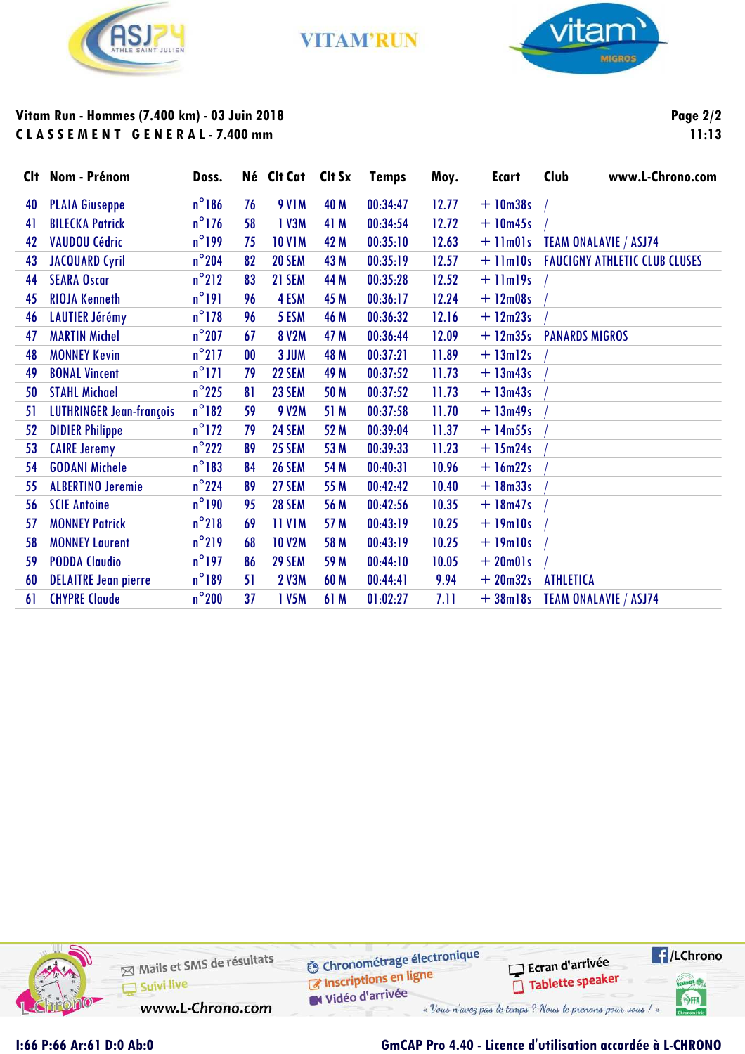VITAM'RUN

**Vitam Run - Hommes (7.400 km) - 03 Juin 2018**
**C L A S S E M E N T   G E N E R A L - 7.400 mm**

Page 2/2
11:13

| Clt | Nom - Prénom | Doss. | Né | Clt Cat | Clt Sx | Temps | Moy. | Ecart | Club www.L-Chrono.com |
|---|---|---|---|---|---|---|---|---|---|
| 40 | PLAIA Giuseppe | n°186 | 76 | 9 V1M | 40 M | 00:34:47 | 12.77 | + 10m38s | / |
| 41 | BILECKA Patrick | n°176 | 58 | 1 V3M | 41 M | 00:34:54 | 12.72 | + 10m45s | / |
| 42 | VAUDOU Cédric | n°199 | 75 | 10 V1M | 42 M | 00:35:10 | 12.63 | + 11m01s | TEAM ONALAVIE / ASJ74 |
| 43 | JACQUARD Cyril | n°204 | 82 | 20 SEM | 43 M | 00:35:19 | 12.57 | + 11m10s | FAUCIGNY ATHLETIC CLUB CLUSES |
| 44 | SEARA Oscar | n°212 | 83 | 21 SEM | 44 M | 00:35:28 | 12.52 | + 11m19s | / |
| 45 | RIOJA Kenneth | n°191 | 96 | 4 ESM | 45 M | 00:36:17 | 12.24 | + 12m08s | / |
| 46 | LAUTIER Jérémy | n°178 | 96 | 5 ESM | 46 M | 00:36:32 | 12.16 | + 12m23s | / |
| 47 | MARTIN Michel | n°207 | 67 | 8 V2M | 47 M | 00:36:44 | 12.09 | + 12m35s | PANARDS MIGROS |
| 48 | MONNEY Kevin | n°217 | 00 | 3 JUM | 48 M | 00:37:21 | 11.89 | + 13m12s | / |
| 49 | BONAL Vincent | n°171 | 79 | 22 SEM | 49 M | 00:37:52 | 11.73 | + 13m43s | / |
| 50 | STAHL Michael | n°225 | 81 | 23 SEM | 50 M | 00:37:52 | 11.73 | + 13m43s | / |
| 51 | LUTHRINGER Jean-françois | n°182 | 59 | 9 V2M | 51 M | 00:37:58 | 11.70 | + 13m49s | / |
| 52 | DIDIER Philippe | n°172 | 79 | 24 SEM | 52 M | 00:39:04 | 11.37 | + 14m55s | / |
| 53 | CAIRE Jeremy | n°222 | 89 | 25 SEM | 53 M | 00:39:33 | 11.23 | + 15m24s | / |
| 54 | GODANI Michele | n°183 | 84 | 26 SEM | 54 M | 00:40:31 | 10.96 | + 16m22s | / |
| 55 | ALBERTINO Jeremie | n°224 | 89 | 27 SEM | 55 M | 00:42:42 | 10.40 | + 18m33s | / |
| 56 | SCIE Antoine | n°190 | 95 | 28 SEM | 56 M | 00:42:56 | 10.35 | + 18m47s | / |
| 57 | MONNEY Patrick | n°218 | 69 | 11 V1M | 57 M | 00:43:19 | 10.25 | + 19m10s | / |
| 58 | MONNEY Laurent | n°219 | 68 | 10 V2M | 58 M | 00:43:19 | 10.25 | + 19m10s | / |
| 59 | PODDA Claudio | n°197 | 86 | 29 SEM | 59 M | 00:44:10 | 10.05 | + 20m01s | / |
| 60 | DELAITRE Jean pierre | n°189 | 51 | 2 V3M | 60 M | 00:44:41 | 9.94 | + 20m32s | ATHLETICA |
| 61 | CHYPRE Claude | n°200 | 37 | 1 V5M | 61 M | 01:02:27 | 7.11 | + 38m18s | TEAM ONALAVIE / ASJ74 |

Mails et SMS de résultats
Suivi live
www.L-Chrono.com
Chronométrage électronique
Inscriptions en ligne
Vidéo d'arrivée
Ecran d'arrivée
Tablette speaker
/LChrono
« Vous n'avez pas le temps ? Nous le prenons pour vous ! »

I:66 P:66 Ar:61 D:0 Ab:0

GmCAP Pro 4.40 - Licence d'utilisation accordée à L-CHRONO